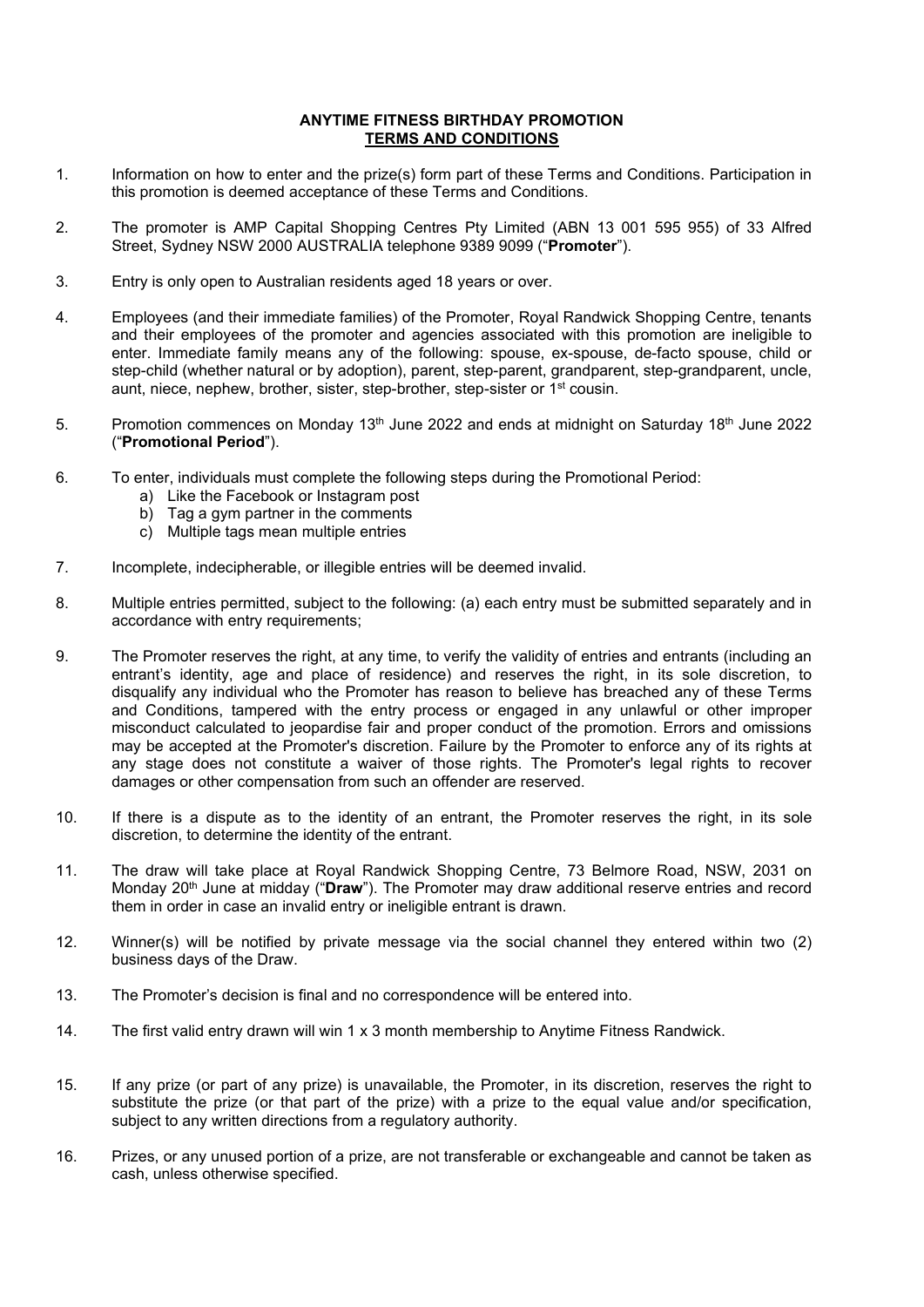**ANYTIME FITNESS BIRTHDAY PROMOTION**
**TERMS AND CONDITIONS**

1. Information on how to enter and the prize(s) form part of these Terms and Conditions. Participation in this promotion is deemed acceptance of these Terms and Conditions.

2. The promoter is AMP Capital Shopping Centres Pty Limited (ABN 13 001 595 955) of 33 Alfred Street, Sydney NSW 2000 AUSTRALIA telephone 9389 9099 ("**Promoter**").

3. Entry is only open to Australian residents aged 18 years or over.

4. Employees (and their immediate families) of the Promoter, Royal Randwick Shopping Centre, tenants and their employees of the promoter and agencies associated with this promotion are ineligible to enter. Immediate family means any of the following: spouse, ex-spouse, de-facto spouse, child or step-child (whether natural or by adoption), parent, step-parent, grandparent, step-grandparent, uncle, aunt, niece, nephew, brother, sister, step-brother, step-sister or 1st cousin.

5. Promotion commences on Monday 13th June 2022 and ends at midnight on Saturday 18th June 2022 ("**Promotional Period**").

6. To enter, individuals must complete the following steps during the Promotional Period:
   a) Like the Facebook or Instagram post
   b) Tag a gym partner in the comments
   c) Multiple tags mean multiple entries

7. Incomplete, indecipherable, or illegible entries will be deemed invalid.

8. Multiple entries permitted, subject to the following: (a) each entry must be submitted separately and in accordance with entry requirements;

9. The Promoter reserves the right, at any time, to verify the validity of entries and entrants (including an entrant's identity, age and place of residence) and reserves the right, in its sole discretion, to disqualify any individual who the Promoter has reason to believe has breached any of these Terms and Conditions, tampered with the entry process or engaged in any unlawful or other improper misconduct calculated to jeopardise fair and proper conduct of the promotion. Errors and omissions may be accepted at the Promoter's discretion. Failure by the Promoter to enforce any of its rights at any stage does not constitute a waiver of those rights. The Promoter's legal rights to recover damages or other compensation from such an offender are reserved.

10. If there is a dispute as to the identity of an entrant, the Promoter reserves the right, in its sole discretion, to determine the identity of the entrant.

11. The draw will take place at Royal Randwick Shopping Centre, 73 Belmore Road, NSW, 2031 on Monday 20th June at midday ("**Draw**"). The Promoter may draw additional reserve entries and record them in order in case an invalid entry or ineligible entrant is drawn.

12. Winner(s) will be notified by private message via the social channel they entered within two (2) business days of the Draw.

13. The Promoter's decision is final and no correspondence will be entered into.

14. The first valid entry drawn will win 1 x 3 month membership to Anytime Fitness Randwick.

15. If any prize (or part of any prize) is unavailable, the Promoter, in its discretion, reserves the right to substitute the prize (or that part of the prize) with a prize to the equal value and/or specification, subject to any written directions from a regulatory authority.

16. Prizes, or any unused portion of a prize, are not transferable or exchangeable and cannot be taken as cash, unless otherwise specified.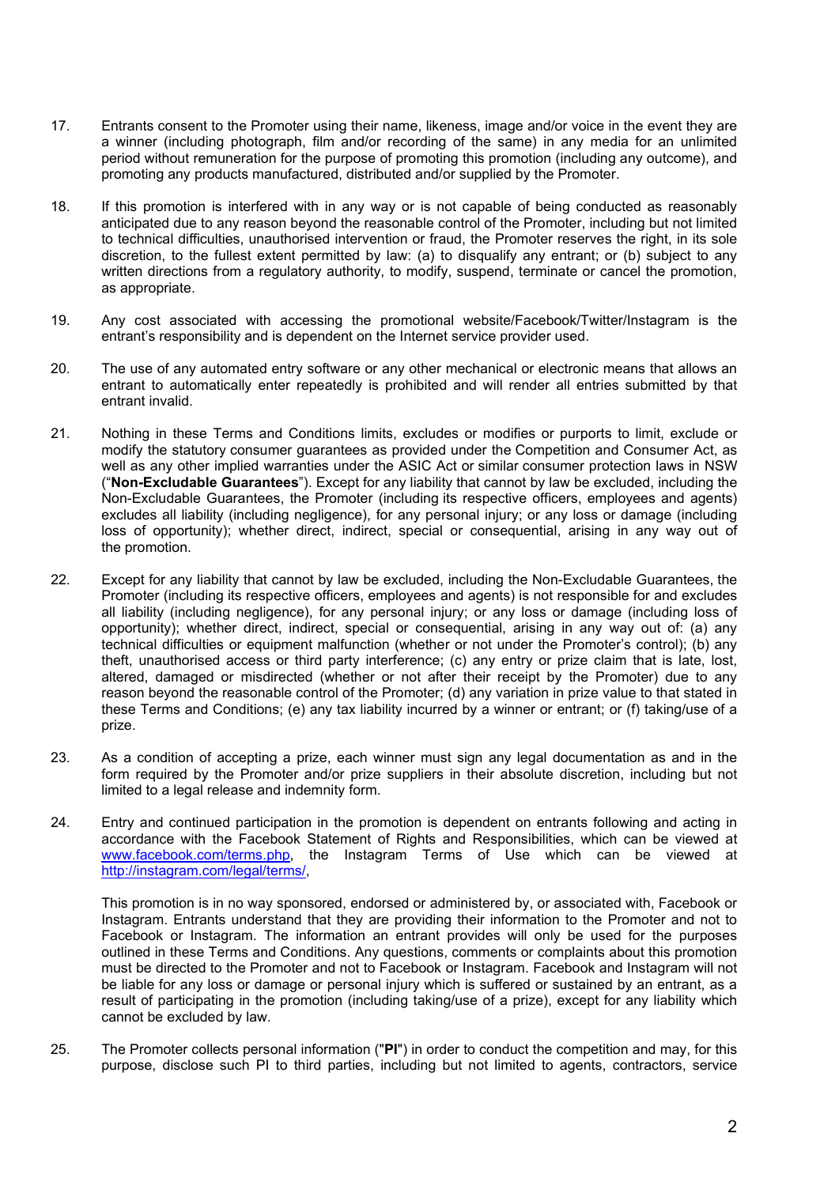17. Entrants consent to the Promoter using their name, likeness, image and/or voice in the event they are a winner (including photograph, film and/or recording of the same) in any media for an unlimited period without remuneration for the purpose of promoting this promotion (including any outcome), and promoting any products manufactured, distributed and/or supplied by the Promoter.

18. If this promotion is interfered with in any way or is not capable of being conducted as reasonably anticipated due to any reason beyond the reasonable control of the Promoter, including but not limited to technical difficulties, unauthorised intervention or fraud, the Promoter reserves the right, in its sole discretion, to the fullest extent permitted by law: (a) to disqualify any entrant; or (b) subject to any written directions from a regulatory authority, to modify, suspend, terminate or cancel the promotion, as appropriate.

19. Any cost associated with accessing the promotional website/Facebook/Twitter/Instagram is the entrant's responsibility and is dependent on the Internet service provider used.

20. The use of any automated entry software or any other mechanical or electronic means that allows an entrant to automatically enter repeatedly is prohibited and will render all entries submitted by that entrant invalid.

21. Nothing in these Terms and Conditions limits, excludes or modifies or purports to limit, exclude or modify the statutory consumer guarantees as provided under the Competition and Consumer Act, as well as any other implied warranties under the ASIC Act or similar consumer protection laws in NSW ("**Non-Excludable Guarantees**"). Except for any liability that cannot by law be excluded, including the Non-Excludable Guarantees, the Promoter (including its respective officers, employees and agents) excludes all liability (including negligence), for any personal injury; or any loss or damage (including loss of opportunity); whether direct, indirect, special or consequential, arising in any way out of the promotion.

22. Except for any liability that cannot by law be excluded, including the Non-Excludable Guarantees, the Promoter (including its respective officers, employees and agents) is not responsible for and excludes all liability (including negligence), for any personal injury; or any loss or damage (including loss of opportunity); whether direct, indirect, special or consequential, arising in any way out of: (a) any technical difficulties or equipment malfunction (whether or not under the Promoter's control); (b) any theft, unauthorised access or third party interference; (c) any entry or prize claim that is late, lost, altered, damaged or misdirected (whether or not after their receipt by the Promoter) due to any reason beyond the reasonable control of the Promoter; (d) any variation in prize value to that stated in these Terms and Conditions; (e) any tax liability incurred by a winner or entrant; or (f) taking/use of a prize.

23. As a condition of accepting a prize, each winner must sign any legal documentation as and in the form required by the Promoter and/or prize suppliers in their absolute discretion, including but not limited to a legal release and indemnity form.

24. Entry and continued participation in the promotion is dependent on entrants following and acting in accordance with the Facebook Statement of Rights and Responsibilities, which can be viewed at www.facebook.com/terms.php, the Instagram Terms of Use which can be viewed at http://instagram.com/legal/terms/,

    This promotion is in no way sponsored, endorsed or administered by, or associated with, Facebook or Instagram. Entrants understand that they are providing their information to the Promoter and not to Facebook or Instagram. The information an entrant provides will only be used for the purposes outlined in these Terms and Conditions. Any questions, comments or complaints about this promotion must be directed to the Promoter and not to Facebook or Instagram. Facebook and Instagram will not be liable for any loss or damage or personal injury which is suffered or sustained by an entrant, as a result of participating in the promotion (including taking/use of a prize), except for any liability which cannot be excluded by law.

25. The Promoter collects personal information ("**PI**") in order to conduct the competition and may, for this purpose, disclose such PI to third parties, including but not limited to agents, contractors, service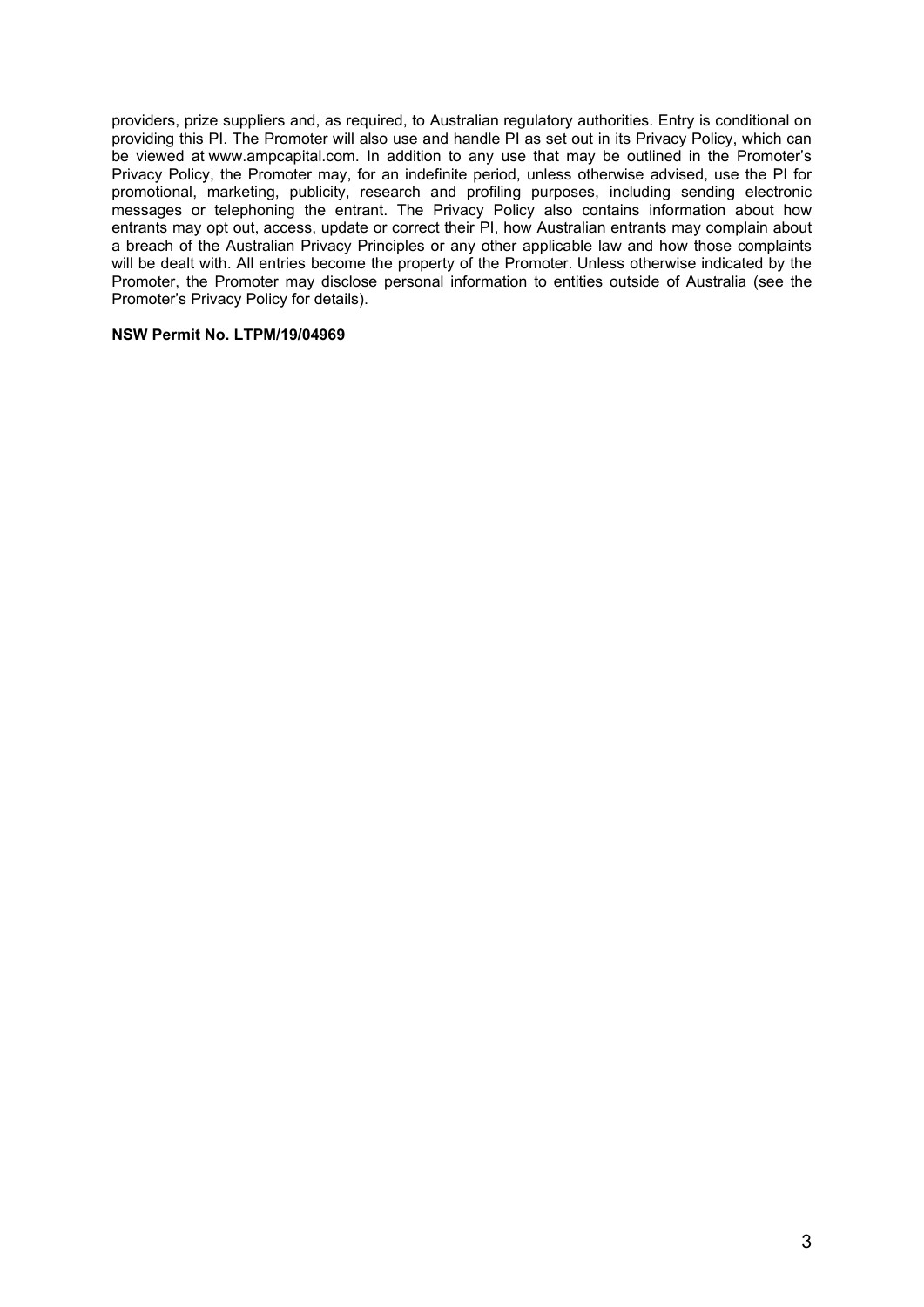providers, prize suppliers and, as required, to Australian regulatory authorities. Entry is conditional on providing this PI. The Promoter will also use and handle PI as set out in its Privacy Policy, which can be viewed at www.ampcapital.com. In addition to any use that may be outlined in the Promoter's Privacy Policy, the Promoter may, for an indefinite period, unless otherwise advised, use the PI for promotional, marketing, publicity, research and profiling purposes, including sending electronic messages or telephoning the entrant. The Privacy Policy also contains information about how entrants may opt out, access, update or correct their PI, how Australian entrants may complain about a breach of the Australian Privacy Principles or any other applicable law and how those complaints will be dealt with. All entries become the property of the Promoter. Unless otherwise indicated by the Promoter, the Promoter may disclose personal information to entities outside of Australia (see the Promoter's Privacy Policy for details).

**NSW Permit No. LTPM/19/04969**